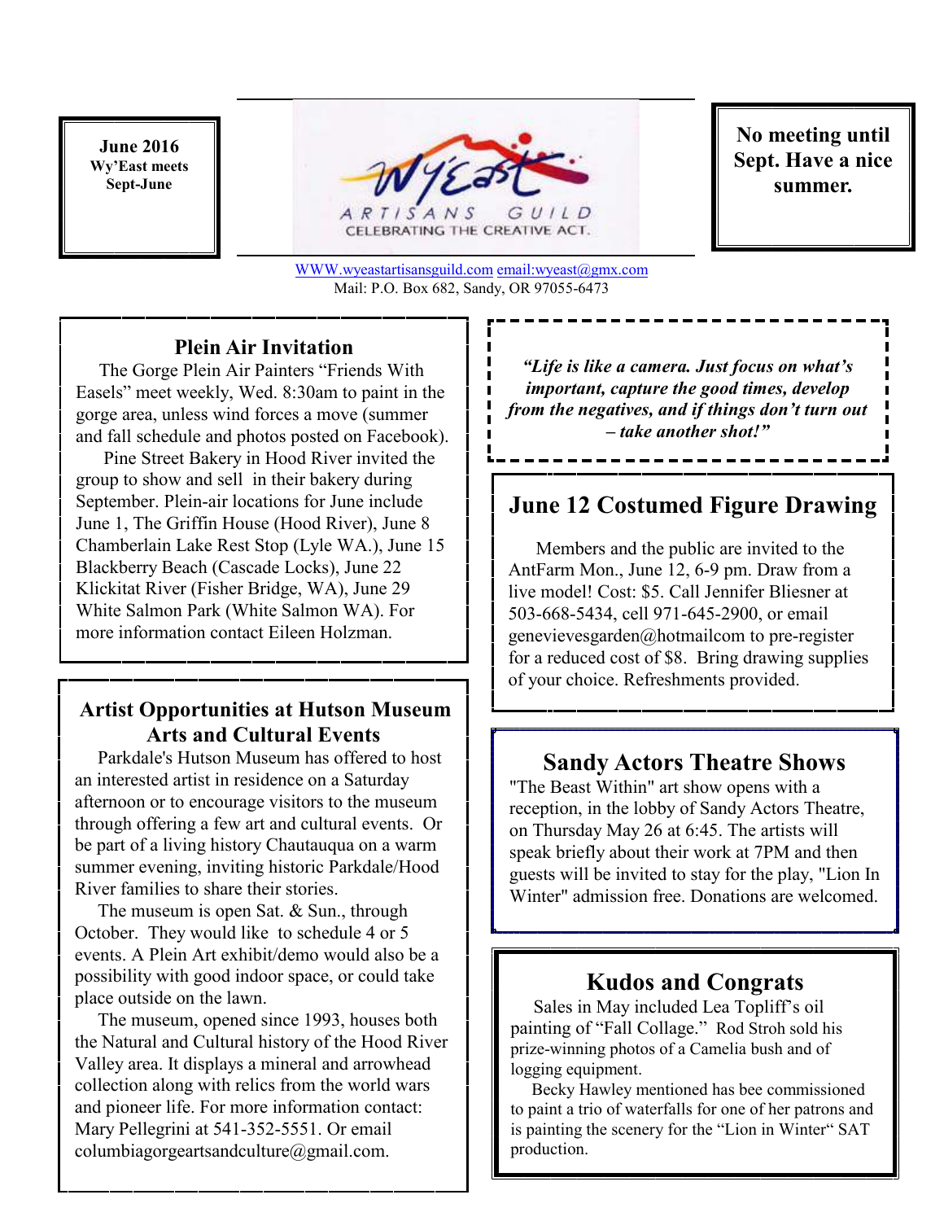**June 2016**
**Wy'East meets Sept-June**

Wy'East ARTISANS GUILD
CELEBRATING THE CREATIVE ACT.

**No meeting until Sept. Have a nice summer.**

WWW.wyeastartisansguild.com email:wyeast@gmx.com
Mail: P.O. Box 682, Sandy, OR 97055-6473

## Plein Air Invitation

The Gorge Plein Air Painters "Friends With Easels" meet weekly, Wed. 8:30am to paint in the gorge area, unless wind forces a move (summer and fall schedule and photos posted on Facebook).

Pine Street Bakery in Hood River invited the group to show and sell in their bakery during September. Plein-air locations for June include June 1, The Griffin House (Hood River), June 8 Chamberlain Lake Rest Stop (Lyle WA.), June 15 Blackberry Beach (Cascade Locks), June 22 Klickitat River (Fisher Bridge, WA), June 29 White Salmon Park (White Salmon WA). For more information contact Eileen Holzman.

## Artist Opportunities at Hutson Museum Arts and Cultural Events

Parkdale's Hutson Museum has offered to host an interested artist in residence on a Saturday afternoon or to encourage visitors to the museum through offering a few art and cultural events. Or be part of a living history Chautauqua on a warm summer evening, inviting historic Parkdale/Hood River families to share their stories.

The museum is open Sat. & Sun., through October. They would like to schedule 4 or 5 events. A Plein Art exhibit/demo would also be a possibility with good indoor space, or could take place outside on the lawn.

The museum, opened since 1993, houses both the Natural and Cultural history of the Hood River Valley area. It displays a mineral and arrowhead collection along with relics from the world wars and pioneer life. For more information contact: Mary Pellegrini at 541-352-5551. Or email columbiagorgeartsandculture@gmail.com.

***"Life is like a camera. Just focus on what's important, capture the good times, develop from the negatives, and if things don't turn out – take another shot!"***

## June 12 Costumed Figure Drawing

Members and the public are invited to the AntFarm Mon., June 12, 6-9 pm. Draw from a live model! Cost: $5. Call Jennifer Bliesner at 503-668-5434, cell 971-645-2900, or email genevievesgarden@hotmailcom to pre-register for a reduced cost of $8. Bring drawing supplies of your choice. Refreshments provided.

## Sandy Actors Theatre Shows

"The Beast Within" art show opens with a reception, in the lobby of Sandy Actors Theatre, on Thursday May 26 at 6:45. The artists will speak briefly about their work at 7PM and then guests will be invited to stay for the play, "Lion In Winter" admission free. Donations are welcomed.

## Kudos and Congrats

Sales in May included Lea Topliff's oil painting of "Fall Collage." Rod Stroh sold his prize-winning photos of a Camelia bush and of logging equipment.

Becky Hawley mentioned has bee commissioned to paint a trio of waterfalls for one of her patrons and is painting the scenery for the "Lion in Winter" SAT production.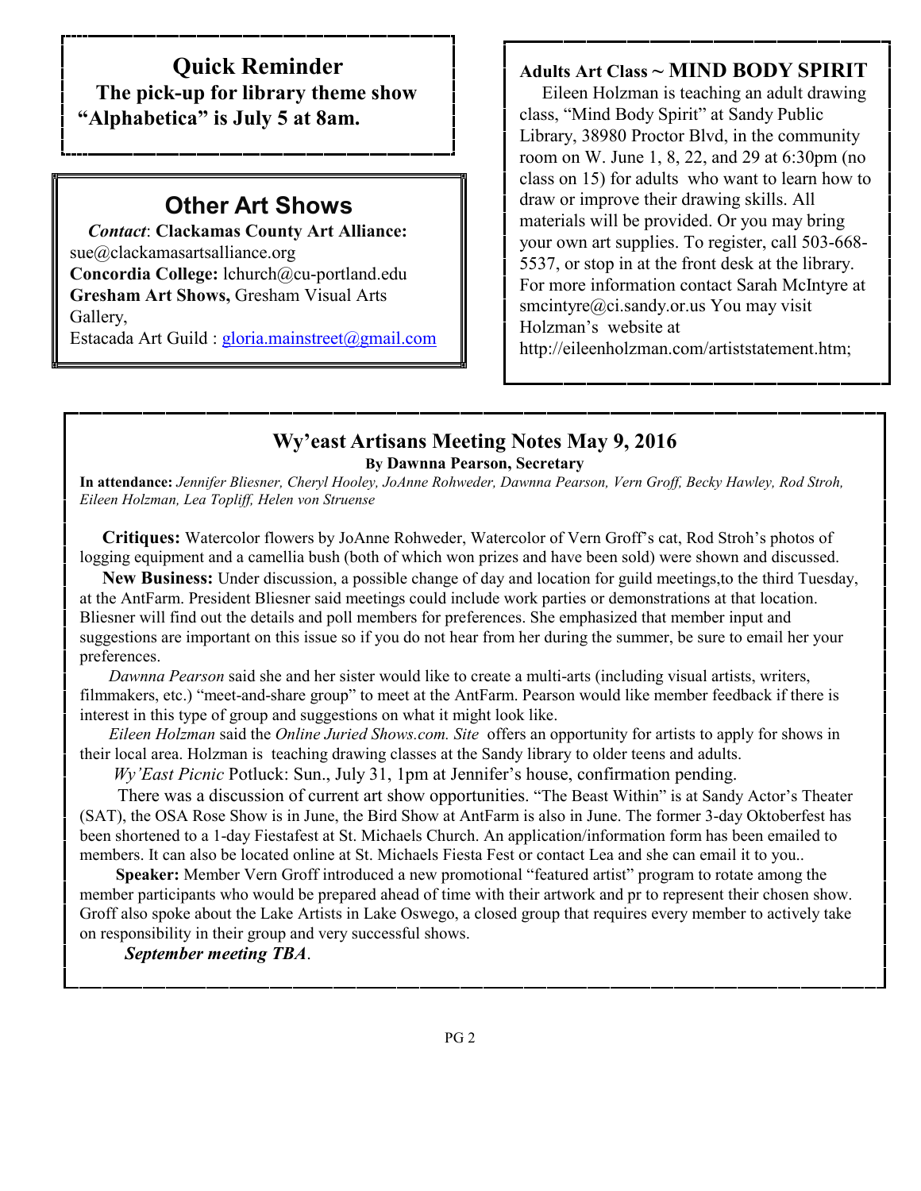## Quick Reminder

**The pick-up for library theme show "Alphabetica" is July 5 at 8am.**

## Other Art Shows

*Contact*: **Clackamas County Art Alliance:** sue@clackamasartsalliance.org
**Concordia College:** lchurch@cu-portland.edu
**Gresham Art Shows,** Gresham Visual Arts Gallery,
Estacada Art Guild : gloria.mainstreet@gmail.com

## Adults Art Class ~ MIND BODY SPIRIT

Eileen Holzman is teaching an adult drawing class, "Mind Body Spirit" at Sandy Public Library, 38980 Proctor Blvd, in the community room on W. June 1, 8, 22, and 29 at 6:30pm (no class on 15) for adults who want to learn how to draw or improve their drawing skills. All materials will be provided. Or you may bring your own art supplies. To register, call 503-668-5537, or stop in at the front desk at the library. For more information contact Sarah McIntyre at smcintyre@ci.sandy.or.us You may visit Holzman's website at http://eileenholzman.com/artiststatement.htm;

## Wy'east Artisans Meeting Notes May 9, 2016

**By Dawnna Pearson, Secretary**

**In attendance:** *Jennifer Bliesner, Cheryl Hooley, JoAnne Rohweder, Dawnna Pearson, Vern Groff, Becky Hawley, Rod Stroh, Eileen Holzman, Lea Topliff, Helen von Struense*

**Critiques:** Watercolor flowers by JoAnne Rohweder, Watercolor of Vern Groff's cat, Rod Stroh's photos of logging equipment and a camellia bush (both of which won prizes and have been sold) were shown and discussed.

**New Business:** Under discussion, a possible change of day and location for guild meetings,to the third Tuesday, at the AntFarm. President Bliesner said meetings could include work parties or demonstrations at that location. Bliesner will find out the details and poll members for preferences. She emphasized that member input and suggestions are important on this issue so if you do not hear from her during the summer, be sure to email her your preferences.

*Dawnna Pearson* said she and her sister would like to create a multi-arts (including visual artists, writers, filmmakers, etc.) "meet-and-share group" to meet at the AntFarm. Pearson would like member feedback if there is interest in this type of group and suggestions on what it might look like.

*Eileen Holzman* said the *Online Juried Shows.com. Site* offers an opportunity for artists to apply for shows in their local area. Holzman is teaching drawing classes at the Sandy library to older teens and adults.

*Wy'East Picnic* Potluck: Sun., July 31, 1pm at Jennifer's house, confirmation pending.

There was a discussion of current art show opportunities. "The Beast Within" is at Sandy Actor's Theater (SAT), the OSA Rose Show is in June, the Bird Show at AntFarm is also in June. The former 3-day Oktoberfest has been shortened to a 1-day Fiestafest at St. Michaels Church. An application/information form has been emailed to members. It can also be located online at St. Michaels Fiesta Fest or contact Lea and she can email it to you..

**Speaker:** Member Vern Groff introduced a new promotional "featured artist" program to rotate among the member participants who would be prepared ahead of time with their artwork and pr to represent their chosen show. Groff also spoke about the Lake Artists in Lake Oswego, a closed group that requires every member to actively take on responsibility in their group and very successful shows.

***September meeting TBA***.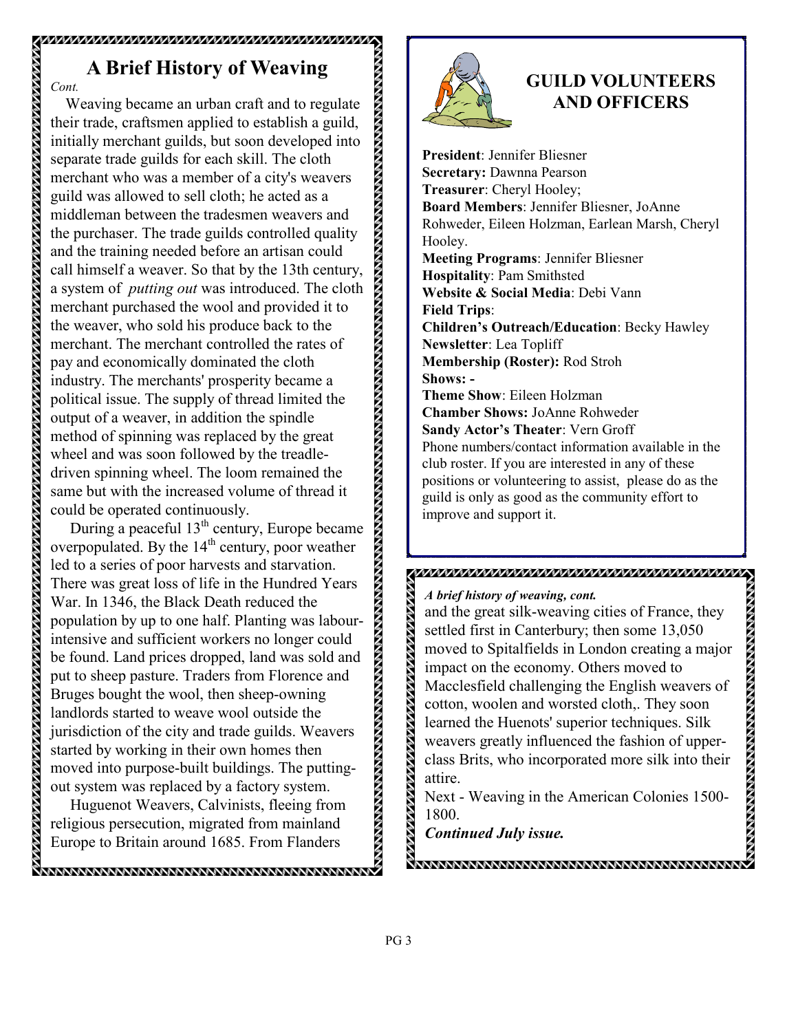## A Brief History of Weaving

*Cont.*

Weaving became an urban craft and to regulate their trade, craftsmen applied to establish a guild, initially merchant guilds, but soon developed into separate trade guilds for each skill. The cloth merchant who was a member of a city's weavers guild was allowed to sell cloth; he acted as a middleman between the tradesmen weavers and the purchaser. The trade guilds controlled quality and the training needed before an artisan could call himself a weaver. So that by the 13th century, a system of *putting out* was introduced. The cloth merchant purchased the wool and provided it to the weaver, who sold his produce back to the merchant. The merchant controlled the rates of pay and economically dominated the cloth industry. The merchants' prosperity became a political issue. The supply of thread limited the output of a weaver, in addition the spindle method of spinning was replaced by the great wheel and was soon followed by the treadle-driven spinning wheel. The loom remained the same but with the increased volume of thread it could be operated continuously.

During a peaceful 13th century, Europe became overpopulated. By the 14th century, poor weather led to a series of poor harvests and starvation. There was great loss of life in the Hundred Years War. In 1346, the Black Death reduced the population by up to one half. Planting was labour-intensive and sufficient workers no longer could be found. Land prices dropped, land was sold and put to sheep pasture. Traders from Florence and Bruges bought the wool, then sheep-owning landlords started to weave wool outside the jurisdiction of the city and trade guilds. Weavers started by working in their own homes then moved into purpose-built buildings. The putting-out system was replaced by a factory system.

Huguenot Weavers, Calvinists, fleeing from religious persecution, migrated from mainland Europe to Britain around 1685. From Flanders

## GUILD VOLUNTEERS AND OFFICERS

**President**: Jennifer Bliesner
**Secretary:** Dawnna Pearson
**Treasurer**: Cheryl Hooley;
**Board Members**: Jennifer Bliesner, JoAnne Rohweder, Eileen Holzman, Earlean Marsh, Cheryl Hooley.
**Meeting Programs**: Jennifer Bliesner
**Hospitality**: Pam Smithsted
**Website & Social Media**: Debi Vann
**Field Trips**:
**Children's Outreach/Education**: Becky Hawley
**Newsletter**: Lea Topliff
**Membership (Roster):** Rod Stroh
**Shows: -**
**Theme Show**: Eileen Holzman
**Chamber Shows:** JoAnne Rohweder
**Sandy Actor's Theater**: Vern Groff

Phone numbers/contact information available in the club roster. If you are interested in any of these positions or volunteering to assist, please do as the guild is only as good as the community effort to improve and support it.

***A brief history of weaving, cont.***

and the great silk-weaving cities of France, they settled first in Canterbury; then some 13,050 moved to Spitalfields in London creating a major impact on the economy. Others moved to Macclesfield challenging the English weavers of cotton, woolen and worsted cloth,. They soon learned the Huenots' superior techniques. Silk weavers greatly influenced the fashion of upper-class Brits, who incorporated more silk into their attire.

Next - Weaving in the American Colonies 1500-1800.

***Continued July issue.***